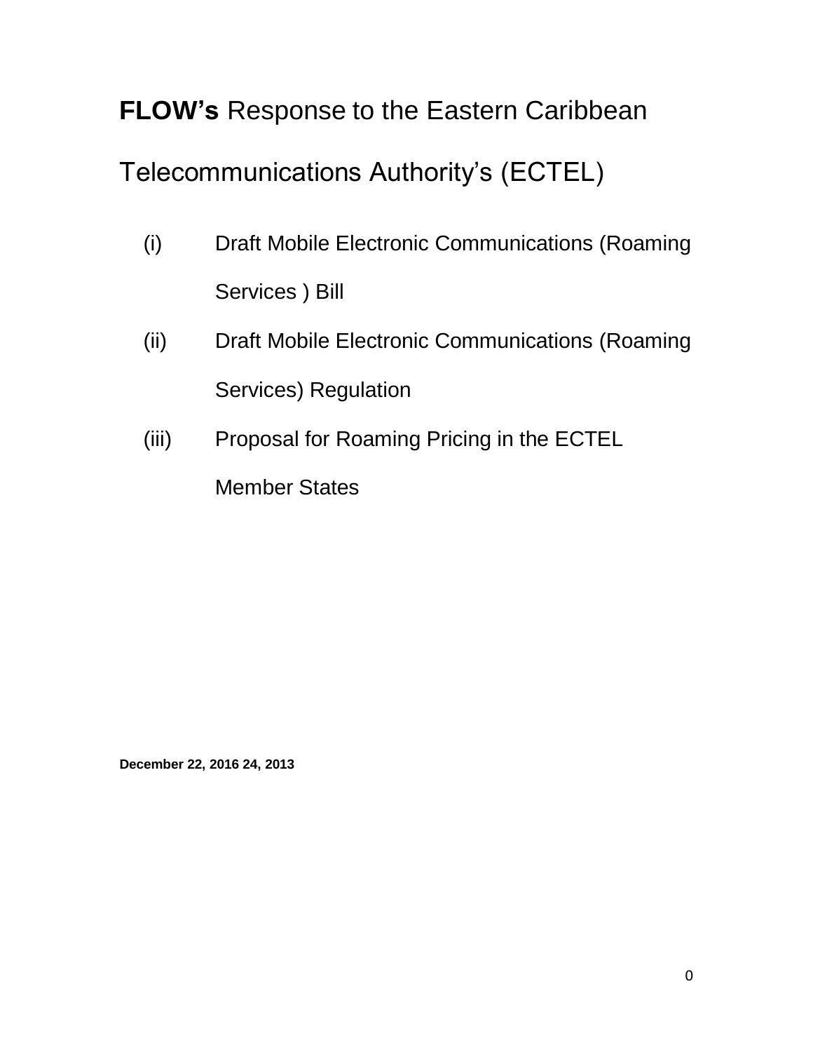# **FLOW's** Response to the Eastern Caribbean Telecommunications Authority's (ECTEL)

(i) Draft Mobile Electronic Communications (Roaming Services ) Bill

(ii) Draft Mobile Electronic Communications (Roaming Services) Regulation

(iii) Proposal for Roaming Pricing in the ECTEL Member States

**December 22, 2016 24, 2013**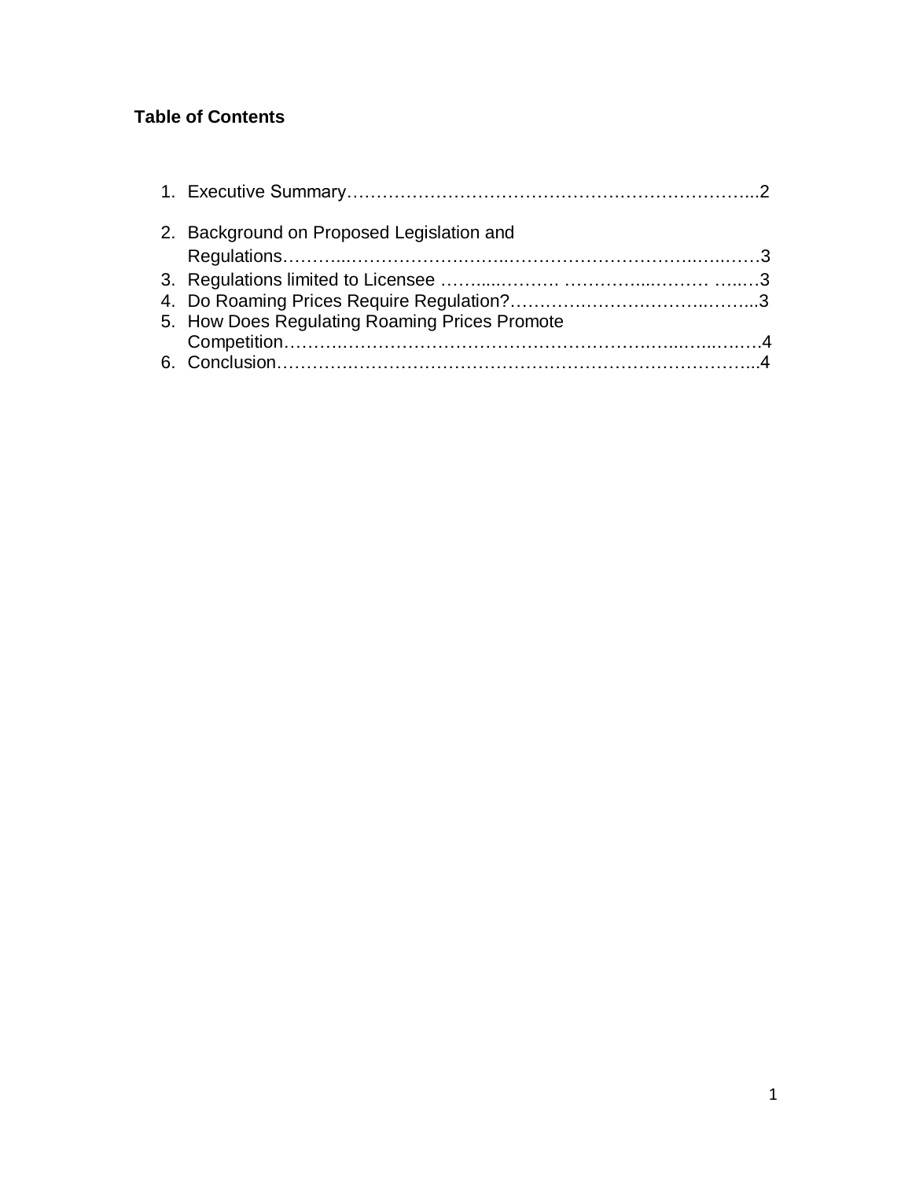**Table of Contents**

1. Executive Summary……………………………………………….…………………...2
2. Background on Proposed Legislation and Regulations………..………………….……..…………………………….….….……3
3. Regulations limited to Licensee ……....………. …………...……… …..…3
4. Do Roaming Prices Require Regulation?……………….……………….……...3
5. How Does Regulating Roaming Prices Promote Competition……….……………………………………………….…...…...….…….4
6. Conclusion…………….…………………………………………………………...4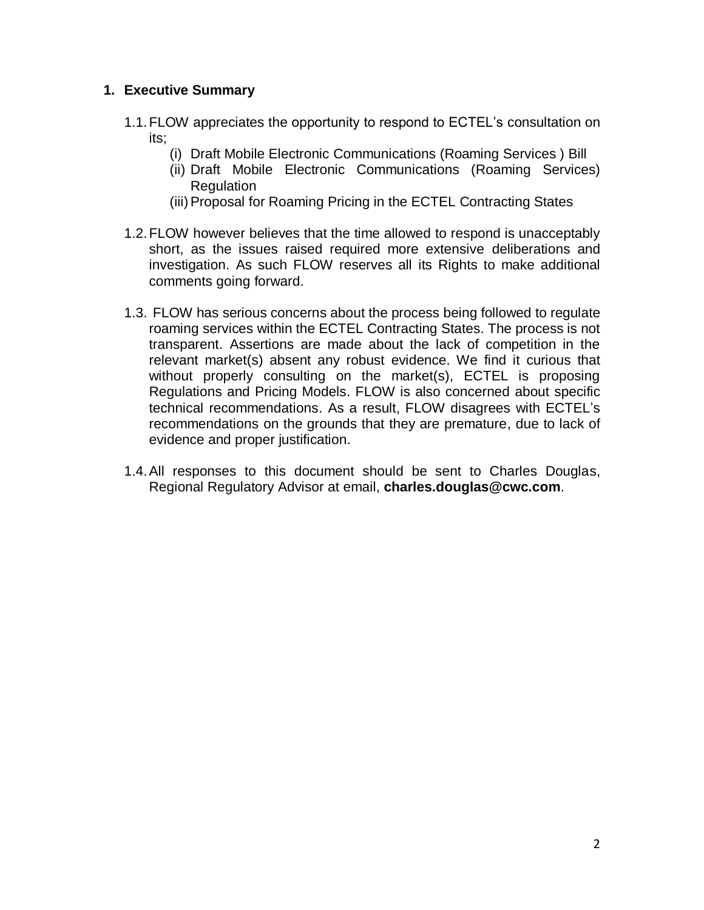## 1. Executive Summary

1.1. FLOW appreciates the opportunity to respond to ECTEL's consultation on its;

(i) Draft Mobile Electronic Communications (Roaming Services ) Bill

(ii) Draft Mobile Electronic Communications (Roaming Services) Regulation

(iii) Proposal for Roaming Pricing in the ECTEL Contracting States

1.2. FLOW however believes that the time allowed to respond is unacceptably short, as the issues raised required more extensive deliberations and investigation. As such FLOW reserves all its Rights to make additional comments going forward.

1.3. FLOW has serious concerns about the process being followed to regulate roaming services within the ECTEL Contracting States. The process is not transparent. Assertions are made about the lack of competition in the relevant market(s) absent any robust evidence. We find it curious that without properly consulting on the market(s), ECTEL is proposing Regulations and Pricing Models. FLOW is also concerned about specific technical recommendations. As a result, FLOW disagrees with ECTEL's recommendations on the grounds that they are premature, due to lack of evidence and proper justification.

1.4. All responses to this document should be sent to Charles Douglas, Regional Regulatory Advisor at email, **charles.douglas@cwc.com**.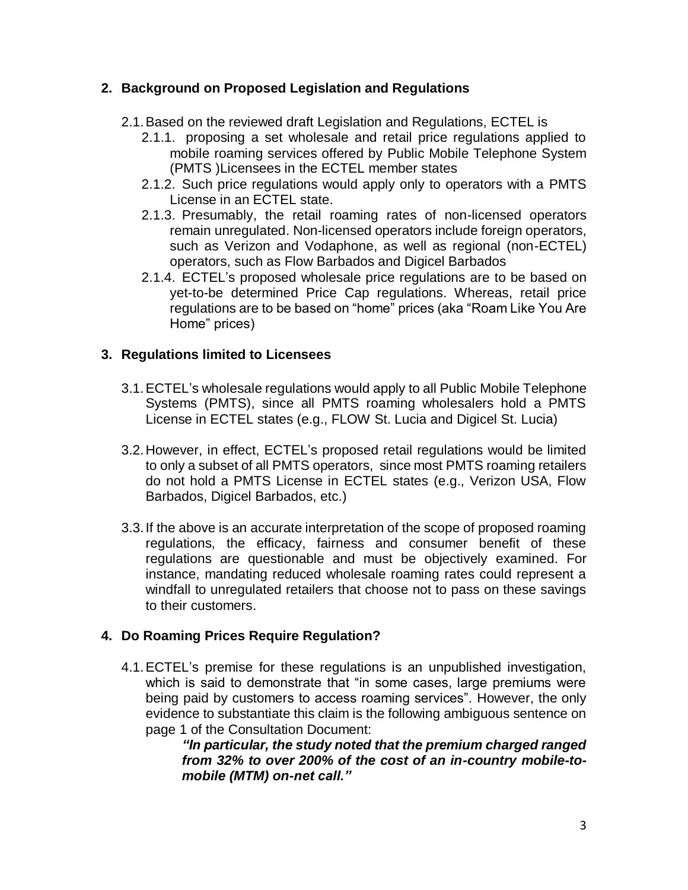## 2. Background on Proposed Legislation and Regulations

2.1. Based on the reviewed draft Legislation and Regulations, ECTEL is

2.1.1. proposing a set wholesale and retail price regulations applied to mobile roaming services offered by Public Mobile Telephone System (PMTS )Licensees in the ECTEL member states

2.1.2. Such price regulations would apply only to operators with a PMTS License in an ECTEL state.

2.1.3. Presumably, the retail roaming rates of non-licensed operators remain unregulated. Non-licensed operators include foreign operators, such as Verizon and Vodaphone, as well as regional (non-ECTEL) operators, such as Flow Barbados and Digicel Barbados

2.1.4. ECTEL's proposed wholesale price regulations are to be based on yet-to-be determined Price Cap regulations. Whereas, retail price regulations are to be based on "home" prices (aka "Roam Like You Are Home" prices)

## 3. Regulations limited to Licensees

3.1. ECTEL's wholesale regulations would apply to all Public Mobile Telephone Systems (PMTS), since all PMTS roaming wholesalers hold a PMTS License in ECTEL states (e.g., FLOW St. Lucia and Digicel St. Lucia)

3.2. However, in effect, ECTEL's proposed retail regulations would be limited to only a subset of all PMTS operators, since most PMTS roaming retailers do not hold a PMTS License in ECTEL states (e.g., Verizon USA, Flow Barbados, Digicel Barbados, etc.)

3.3. If the above is an accurate interpretation of the scope of proposed roaming regulations, the efficacy, fairness and consumer benefit of these regulations are questionable and must be objectively examined. For instance, mandating reduced wholesale roaming rates could represent a windfall to unregulated retailers that choose not to pass on these savings to their customers.

## 4. Do Roaming Prices Require Regulation?

4.1. ECTEL's premise for these regulations is an unpublished investigation, which is said to demonstrate that "in some cases, large premiums were being paid by customers to access roaming services". However, the only evidence to substantiate this claim is the following ambiguous sentence on page 1 of the Consultation Document:

> ***"In particular, the study noted that the premium charged ranged from 32% to over 200% of the cost of an in-country mobile-to-mobile (MTM) on-net call."***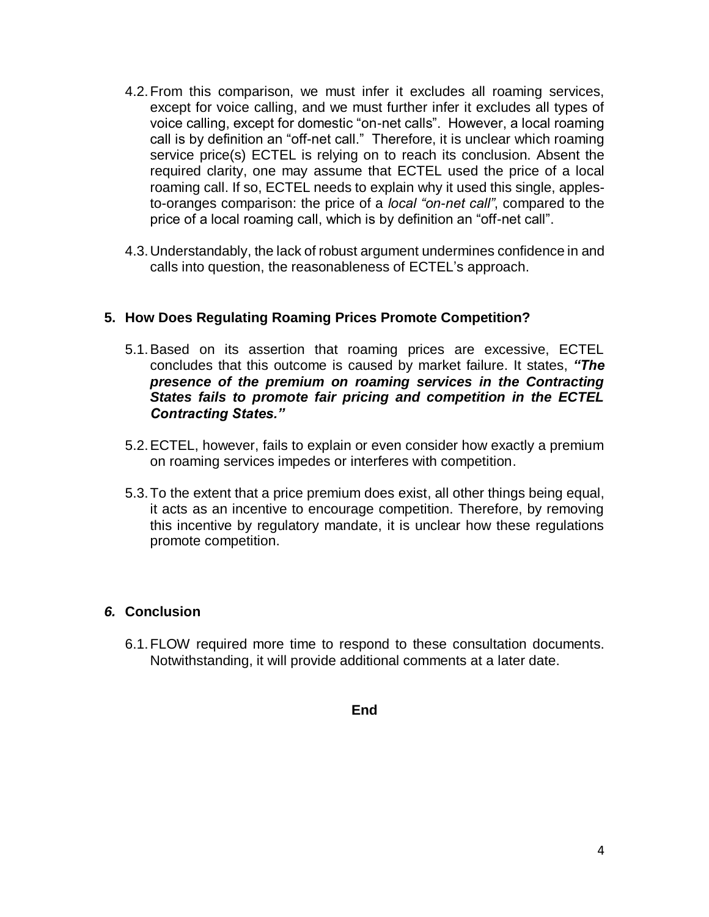4.2. From this comparison, we must infer it excludes all roaming services, except for voice calling, and we must further infer it excludes all types of voice calling, except for domestic "on-net calls". However, a local roaming call is by definition an "off-net call." Therefore, it is unclear which roaming service price(s) ECTEL is relying on to reach its conclusion. Absent the required clarity, one may assume that ECTEL used the price of a local roaming call. If so, ECTEL needs to explain why it used this single, apples-to-oranges comparison: the price of a *local "on-net call"*, compared to the price of a local roaming call, which is by definition an "off-net call".

4.3. Understandably, the lack of robust argument undermines confidence in and calls into question, the reasonableness of ECTEL's approach.

## 5. How Does Regulating Roaming Prices Promote Competition?

5.1. Based on its assertion that roaming prices are excessive, ECTEL concludes that this outcome is caused by market failure. It states, ***"The presence of the premium on roaming services in the Contracting States fails to promote fair pricing and competition in the ECTEL Contracting States."***

5.2. ECTEL, however, fails to explain or even consider how exactly a premium on roaming services impedes or interferes with competition.

5.3. To the extent that a price premium does exist, all other things being equal, it acts as an incentive to encourage competition. Therefore, by removing this incentive by regulatory mandate, it is unclear how these regulations promote competition.

## *6.* Conclusion

6.1. FLOW required more time to respond to these consultation documents. Notwithstanding, it will provide additional comments at a later date.

**End**